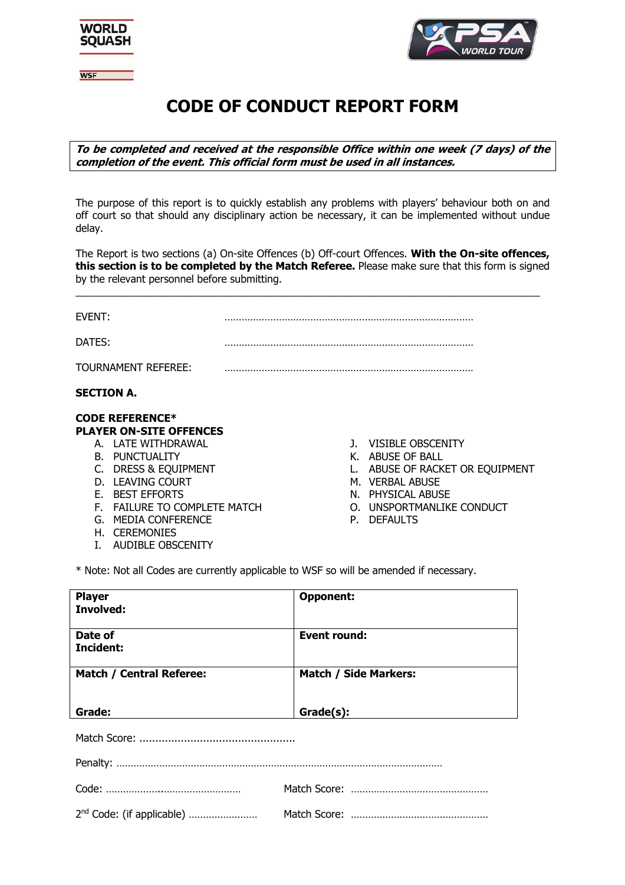WORLD SQUASH

WSF

PSA WORLD TOUR

# CODE OF CONDUCT REPORT FORM

***To be completed and received at the responsible Office within one week (7 days) of the completion of the event. This official form must be used in all instances.***

The purpose of this report is to quickly establish any problems with players' behaviour both on and off court so that should any disciplinary action be necessary, it can be implemented without undue delay.

The Report is two sections (a) On-site Offences (b) Off-court Offences. **With the On-site offences, this section is to be completed by the Match Referee.** Please make sure that this form is signed by the relevant personnel before submitting.

---

EVENT: ……………………………………………………………………………

DATES: ……………………………………………………………………………

TOURNAMENT REFEREE: ……………………………………………………………………………

**SECTION A.**

**CODE REFERENCE***
**PLAYER ON-SITE OFFENCES**

A. LATE WITHDRAWAL
B. PUNCTUALITY
C. DRESS & EQUIPMENT
D. LEAVING COURT
E. BEST EFFORTS
F. FAILURE TO COMPLETE MATCH
G. MEDIA CONFERENCE
H. CEREMONIES
I. AUDIBLE OBSCENITY
J. VISIBLE OBSCENITY
K. ABUSE OF BALL
L. ABUSE OF RACKET OR EQUIPMENT
M. VERBAL ABUSE
N. PHYSICAL ABUSE
O. UNSPORTMANLIKE CONDUCT
P. DEFAULTS

* Note: Not all Codes are currently applicable to WSF so will be amended if necessary.

| | |
|---|---|
| **Player Involved:** | **Opponent:** |
| **Date of Incident:** | **Event round:** |
| **Match / Central Referee:**<br><br>**Grade:** | **Match / Side Markers:**<br><br>**Grade(s):** |

Match Score: …………………………………………

Penalty: ……………………………………………………………………………………………

Code: ……………………………………… Match Score: ………………………………………

2nd Code: (if applicable) …………………… Match Score: ………………………………………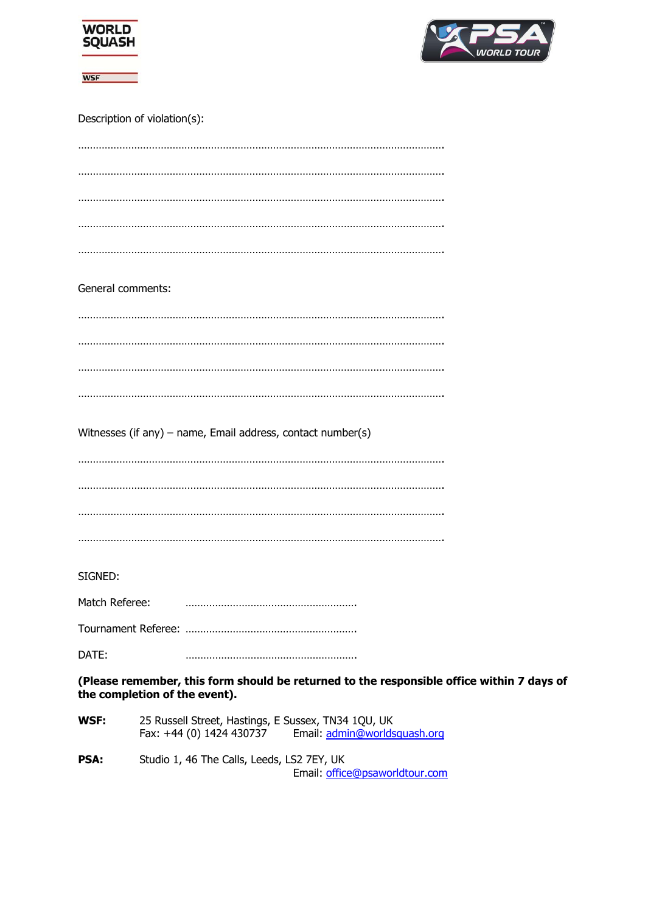Description of violation(s):

……………………………………………………………………………………………………….

……………………………………………………………………………………………………….

……………………………………………………………………………………………………….

……………………………………………………………………………………………………….

……………………………………………………………………………………………………….

General comments:

……………………………………………………………………………………………………….

……………………………………………………………………………………………………….

……………………………………………………………………………………………………….

……………………………………………………………………………………………………….

Witnesses (if any) – name, Email address, contact number(s)

……………………………………………………………………………………………………….

……………………………………………………………………………………………………….

……………………………………………………………………………………………………….

……………………………………………………………………………………………………….

SIGNED:

Match Referee: ………………………………………………….

Tournament Referee: ………………………………………………….

DATE: ………………………………………………….

**(Please remember, this form should be returned to the responsible office within 7 days of the completion of the event).**

**WSF:** 25 Russell Street, Hastings, E Sussex, TN34 1QU, UK
Fax: +44 (0) 1424 430737 Email: admin@worldsquash.org

**PSA:** Studio 1, 46 The Calls, Leeds, LS2 7EY, UK
Email: office@psaworldtour.com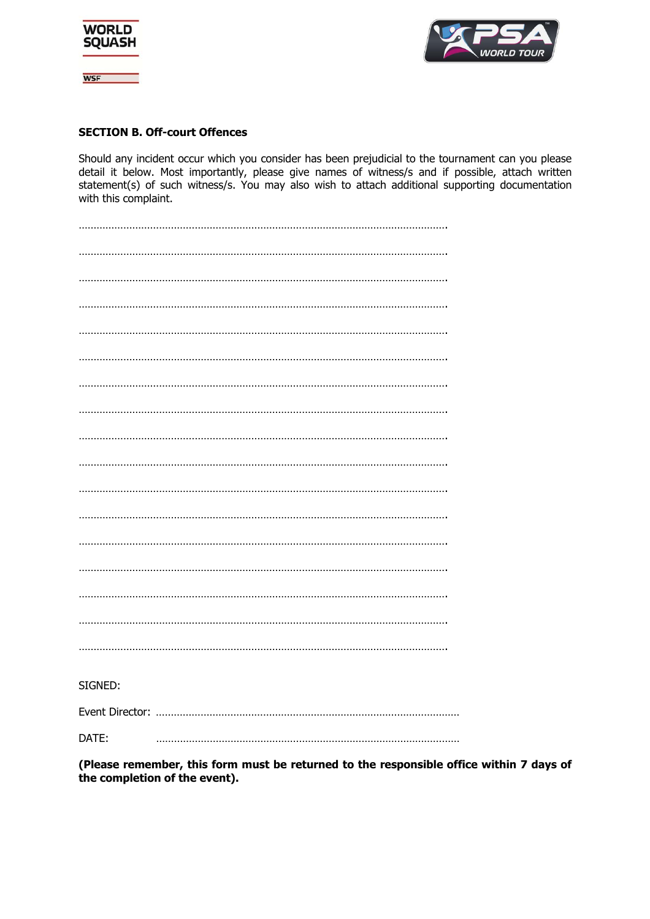## SECTION B. Off-court Offences

Should any incident occur which you consider has been prejudicial to the tournament can you please detail it below. Most importantly, please give names of witness/s and if possible, attach written statement(s) of such witness/s. You may also wish to attach additional supporting documentation with this complaint.

……………………………………………………………………………………………………………

……………………………………………………………………………………………………………

……………………………………………………………………………………………………………

……………………………………………………………………………………………………………

……………………………………………………………………………………………………………

……………………………………………………………………………………………………………

……………………………………………………………………………………………………………

……………………………………………………………………………………………………………

……………………………………………………………………………………………………………

……………………………………………………………………………………………………………

……………………………………………………………………………………………………………

……………………………………………………………………………………………………………

……………………………………………………………………………………………………………

……………………………………………………………………………………………………………

……………………………………………………………………………………………………………

……………………………………………………………………………………………………………

……………………………………………………………………………………………………………

SIGNED:

Event Director: ……………………………………………………………………………………

DATE: ……………………………………………………………………………………

**(Please remember, this form must be returned to the responsible office within 7 days of the completion of the event).**